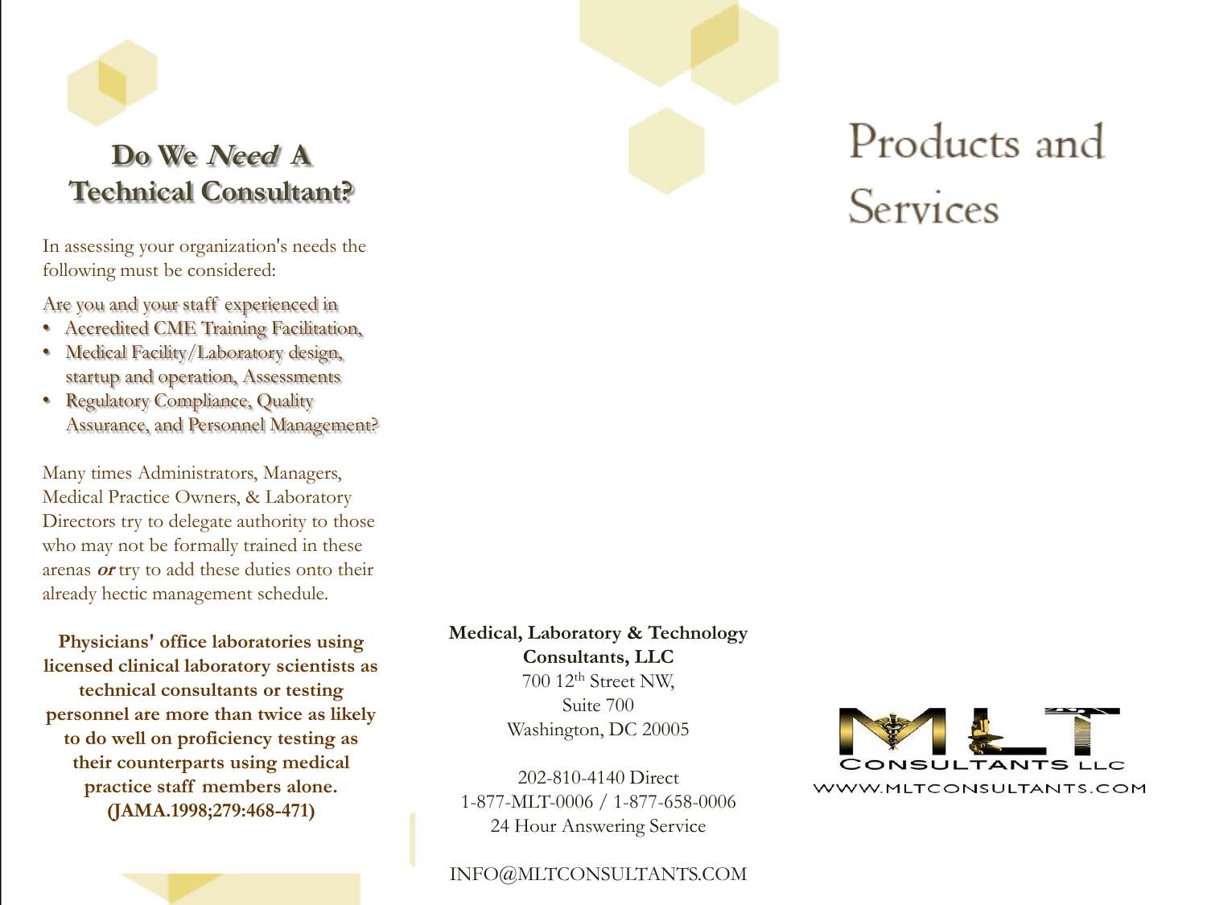## Do We *Need* A Technical Consultant?

In assessing your organization's needs the following must be considered:

Are you and your staff experienced in

- Accredited CME Training Facilitation,
- Medical Facility/Laboratory design, startup and operation, Assessments
- Regulatory Compliance, Quality Assurance, and Personnel Management?

Many times Administrators, Managers, Medical Practice Owners, & Laboratory Directors try to delegate authority to those who may not be formally trained in these arenas ***or*** try to add these duties onto their already hectic management schedule.

**Physicians' office laboratories using licensed clinical laboratory scientists as technical consultants or testing personnel are more than twice as likely to do well on proficiency testing as their counterparts using medical practice staff members alone. (JAMA.1998;279:468-471)**

**Medical, Laboratory & Technology Consultants, LLC**
700 12th Street NW,
Suite 700
Washington, DC 20005

202-810-4140 Direct
1-877-MLT-0006 / 1-877-658-0006
24 Hour Answering Service

INFO@MLTCONSULTANTS.COM

# Products and Services

MLT CONSULTANTS LLC
WWW.MLTCONSULTANTS.COM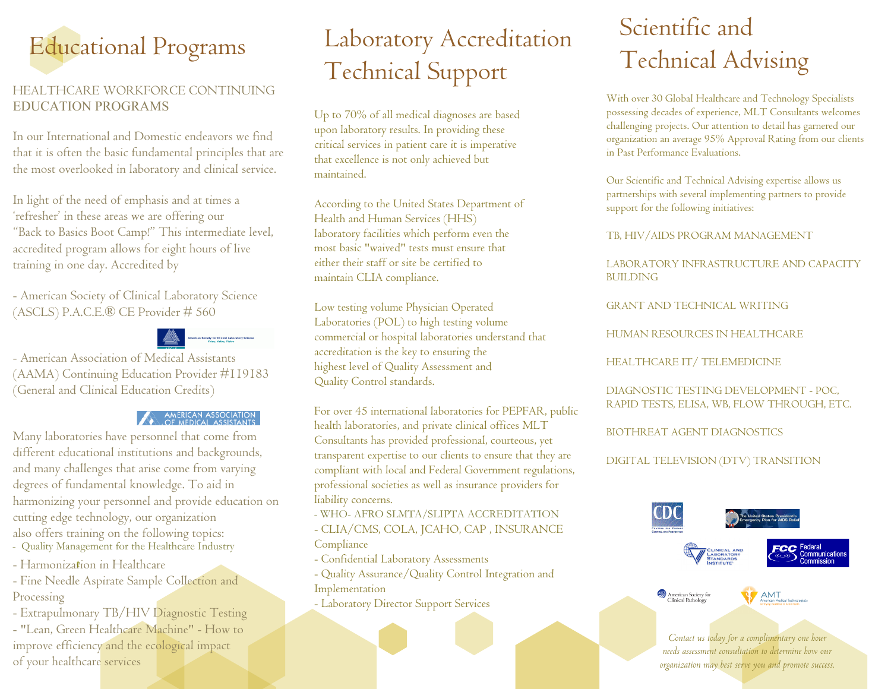# Educational Programs

## HEALTHCARE WORKFORCE CONTINUING EDUCATION PROGRAMS

In our International and Domestic endeavors we find that it is often the basic fundamental principles that are the most overlooked in laboratory and clinical service.

In light of the need of emphasis and at times a 'refresher' in these areas we are offering our "Back to Basics Boot Camp!" This intermediate level, accredited program allows for eight hours of live training in one day. Accredited by

- American Society of Clinical Laboratory Science (ASCLS) P.A.C.E.® CE Provider # 560

- American Association of Medical Assistants (AAMA) Continuing Education Provider #119183 (General and Clinical Education Credits)

Many laboratories have personnel that come from different educational institutions and backgrounds, and many challenges that arise come from varying degrees of fundamental knowledge. To aid in harmonizing your personnel and provide education on cutting edge technology, our organization also offers training on the following topics:

- Quality Management for the Healthcare Industry
- Harmonization in Healthcare
- Fine Needle Aspirate Sample Collection and Processing
- Extrapulmonary TB/HIV Diagnostic Testing
- "Lean, Green Healthcare Machine" - How to improve efficiency and the ecological impact of your healthcare services

# Laboratory Accreditation Technical Support

Up to 70% of all medical diagnoses are based upon laboratory results. In providing these critical services in patient care it is imperative that excellence is not only achieved but maintained.

According to the United States Department of Health and Human Services (HHS) laboratory facilities which perform even the most basic "waived" tests must ensure that either their staff or site be certified to maintain CLIA compliance.

Low testing volume Physician Operated Laboratories (POL) to high testing volume commercial or hospital laboratories understand that accreditation is the key to ensuring the highest level of Quality Assessment and Quality Control standards.

For over 45 international laboratories for PEPFAR, public health laboratories, and private clinical offices MLT Consultants has provided professional, courteous, yet transparent expertise to our clients to ensure that they are compliant with local and Federal Government regulations, professional societies as well as insurance providers for liability concerns.

- WHO- AFRO SLMTA/SLIPTA ACCREDITATION
- CLIA/CMS, COLA, JCAHO, CAP , INSURANCE Compliance
- Confidential Laboratory Assessments
- Quality Assurance/Quality Control Integration and Implementation
- Laboratory Director Support Services

# Scientific and Technical Advising

With over 30 Global Healthcare and Technology Specialists possessing decades of experience, MLT Consultants welcomes challenging projects. Our attention to detail has garnered our organization an average 95% Approval Rating from our clients in Past Performance Evaluations.

Our Scientific and Technical Advising expertise allows us partnerships with several implementing partners to provide support for the following initiatives:

TB, HIV/AIDS PROGRAM MANAGEMENT

LABORATORY INFRASTRUCTURE AND CAPACITY BUILDING

GRANT AND TECHNICAL WRITING

HUMAN RESOURCES IN HEALTHCARE

HEALTHCARE IT/ TELEMEDICINE

DIAGNOSTIC TESTING DEVELOPMENT - POC, RAPID TESTS, ELISA, WB, FLOW THROUGH, ETC.

BIOTHREAT AGENT DIAGNOSTICS

DIGITAL TELEVISION (DTV) TRANSITION

*Contact us today for a complimentary one hour needs assessment consultation to determine how our organization may best serve you and promote success.*